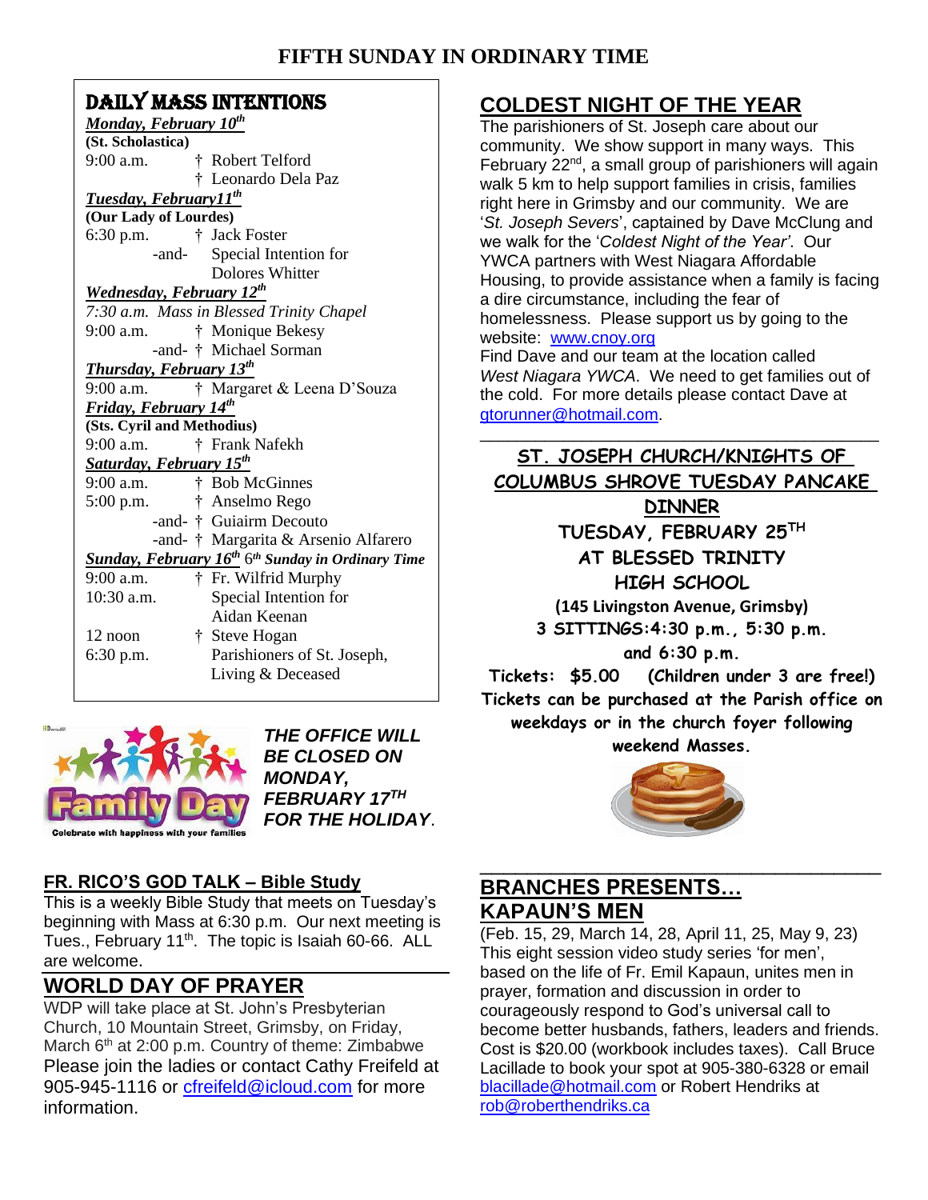# FIFTH SUNDAY IN ORDINARY TIME

## DAILY MASS INTENTIONS

***Monday, February 10th***
**(St. Scholastica)**
9:00 a.m. † Robert Telford
† Leonardo Dela Paz

***Tuesday, February11th***
**(Our Lady of Lourdes)**
6:30 p.m. † Jack Foster
-and- Special Intention for Dolores Whitter

***Wednesday, February 12th***
*7:30 a.m. Mass in Blessed Trinity Chapel*
9:00 a.m. † Monique Bekesy
-and- † Michael Sorman

***Thursday, February 13th***
9:00 a.m. † Margaret & Leena D'Souza

***Friday, February 14th***
**(Sts. Cyril and Methodius)**
9:00 a.m. † Frank Nafekh

***Saturday, February 15th***
9:00 a.m. † Bob McGinnes
5:00 p.m. † Anselmo Rego
-and- † Guiairm Decouto
-and- † Margarita & Arsenio Alfarero

***Sunday, February 16th** 6th Sunday in Ordinary Time*
9:00 a.m. † Fr. Wilfrid Murphy
10:30 a.m. Special Intention for Aidan Keenan
12 noon † Steve Hogan
6:30 p.m. Parishioners of St. Joseph, Living & Deceased

Family Day
Celebrate with happiness with your families

***THE OFFICE WILL BE CLOSED ON MONDAY, FEBRUARY 17TH FOR THE HOLIDAY.***

## FR. RICO'S GOD TALK – Bible Study

This is a weekly Bible Study that meets on Tuesday's beginning with Mass at 6:30 p.m. Our next meeting is Tues., February 11th. The topic is Isaiah 60-66. ALL are welcome.

## WORLD DAY OF PRAYER

WDP will take place at St. John's Presbyterian Church, 10 Mountain Street, Grimsby, on Friday, March 6th at 2:00 p.m. Country of theme: Zimbabwe
Please join the ladies or contact Cathy Freifeld at 905-945-1116 or cfreifeld@icloud.com for more information.

## COLDEST NIGHT OF THE YEAR

The parishioners of St. Joseph care about our community. We show support in many ways. This February 22nd, a small group of parishioners will again walk 5 km to help support families in crisis, families right here in Grimsby and our community. We are '*St. Joseph Severs*', captained by Dave McClung and we walk for the '*Coldest Night of the Year'*. Our YWCA partners with West Niagara Affordable Housing, to provide assistance when a family is facing a dire circumstance, including the fear of homelessness. Please support us by going to the website: www.cnoy.org
Find Dave and our team at the location called *West Niagara YWCA*. We need to get families out of the cold. For more details please contact Dave at gtorunner@hotmail.com.

---

## ST. JOSEPH CHURCH/KNIGHTS OF COLUMBUS SHROVE TUESDAY PANCAKE DINNER

**TUESDAY, FEBRUARY 25TH**
**AT BLESSED TRINITY HIGH SCHOOL**
**(145 Livingston Avenue, Grimsby)**
**3 SITTINGS:4:30 p.m., 5:30 p.m. and 6:30 p.m.**
**Tickets: $5.00 (Children under 3 are free!)**
**Tickets can be purchased at the Parish office on weekdays or in the church foyer following weekend Masses.**

---

## BRANCHES PRESENTS… KAPAUN'S MEN

(Feb. 15, 29, March 14, 28, April 11, 25, May 9, 23)
This eight session video study series 'for men', based on the life of Fr. Emil Kapaun, unites men in prayer, formation and discussion in order to courageously respond to God's universal call to become better husbands, fathers, leaders and friends. Cost is $20.00 (workbook includes taxes). Call Bruce Lacillade to book your spot at 905-380-6328 or email blacillade@hotmail.com or Robert Hendriks at rob@roberthendriks.ca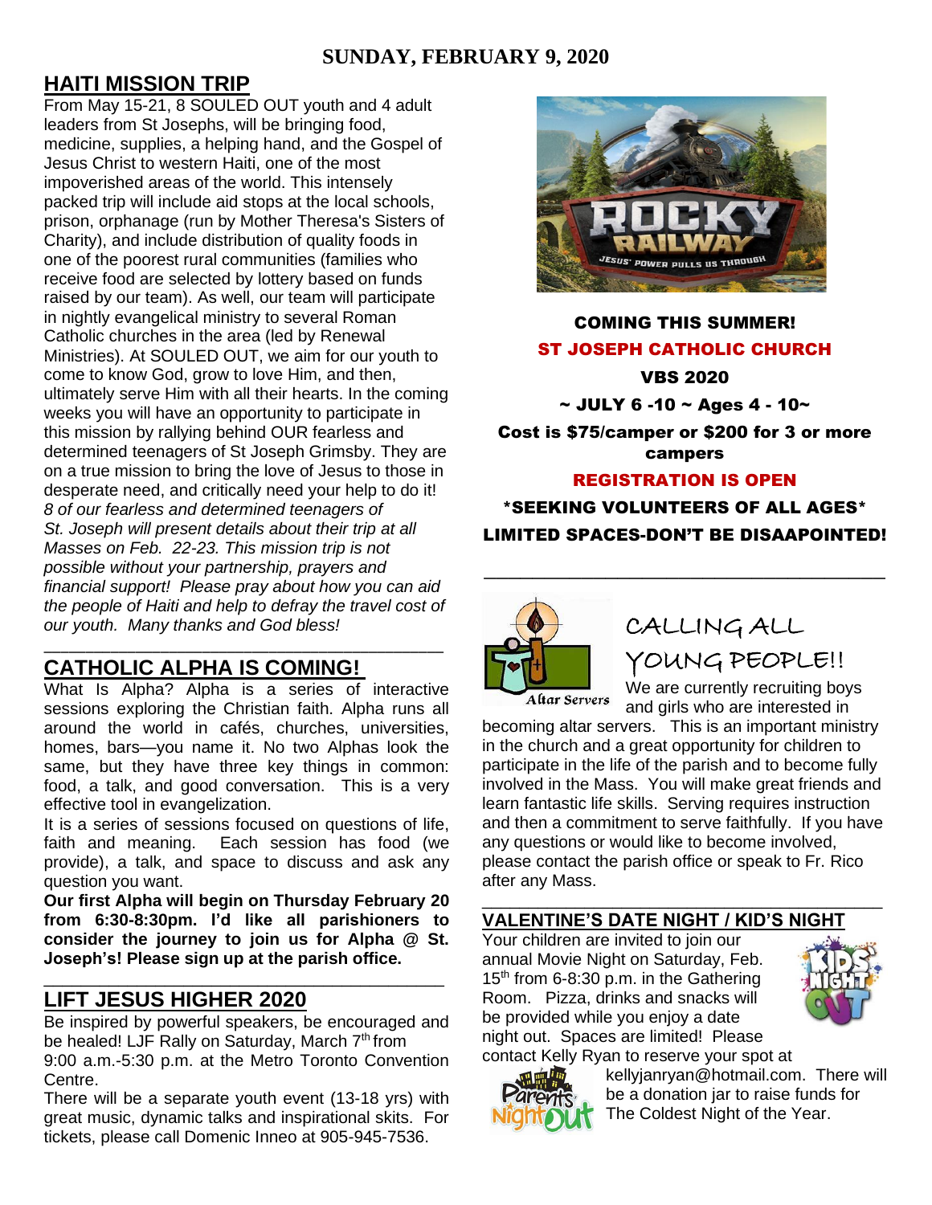**SUNDAY, FEBRUARY 9, 2020**

## HAITI MISSION TRIP

From May 15-21, 8 SOULED OUT youth and 4 adult leaders from St Josephs, will be bringing food, medicine, supplies, a helping hand, and the Gospel of Jesus Christ to western Haiti, one of the most impoverished areas of the world. This intensely packed trip will include aid stops at the local schools, prison, orphanage (run by Mother Theresa's Sisters of Charity), and include distribution of quality foods in one of the poorest rural communities (families who receive food are selected by lottery based on funds raised by our team). As well, our team will participate in nightly evangelical ministry to several Roman Catholic churches in the area (led by Renewal Ministries). At SOULED OUT, we aim for our youth to come to know God, grow to love Him, and then, ultimately serve Him with all their hearts. In the coming weeks you will have an opportunity to participate in this mission by rallying behind OUR fearless and determined teenagers of St Joseph Grimsby. They are on a true mission to bring the love of Jesus to those in desperate need, and critically need your help to do it! *8 of our fearless and determined teenagers of St. Joseph will present details about their trip at all Masses on Feb. 22-23. This mission trip is not possible without your partnership, prayers and financial support! Please pray about how you can aid the people of Haiti and help to defray the travel cost of our youth. Many thanks and God bless!*

## CATHOLIC ALPHA IS COMING!

What Is Alpha? Alpha is a series of interactive sessions exploring the Christian faith. Alpha runs all around the world in cafés, churches, universities, homes, bars—you name it. No two Alphas look the same, but they have three key things in common: food, a talk, and good conversation. This is a very effective tool in evangelization.

It is a series of sessions focused on questions of life, faith and meaning. Each session has food (we provide), a talk, and space to discuss and ask any question you want.

**Our first Alpha will begin on Thursday February 20 from 6:30-8:30pm. I'd like all parishioners to consider the journey to join us for Alpha @ St. Joseph's! Please sign up at the parish office.**

## LIFT JESUS HIGHER 2020

Be inspired by powerful speakers, be encouraged and be healed! LJF Rally on Saturday, March 7th from 9:00 a.m.-5:30 p.m. at the Metro Toronto Convention Centre.

There will be a separate youth event (13-18 yrs) with great music, dynamic talks and inspirational skits. For tickets, please call Domenic Inneo at 905-945-7536.

**COMING THIS SUMMER!**

**ST JOSEPH CATHOLIC CHURCH**

**VBS 2020**

**~ JULY 6 -10 ~ Ages 4 - 10~**

**Cost is $75/camper or $200 for 3 or more campers**

**REGISTRATION IS OPEN**

**\*SEEKING VOLUNTEERS OF ALL AGES\***

**LIMITED SPACES-DON'T BE DISAAPOINTED!**

## CALLING ALL YOUNG PEOPLE!!

We are currently recruiting boys and girls who are interested in becoming altar servers. This is an important ministry in the church and a great opportunity for children to participate in the life of the parish and to become fully involved in the Mass. You will make great friends and learn fantastic life skills. Serving requires instruction and then a commitment to serve faithfully. If you have any questions or would like to become involved, please contact the parish office or speak to Fr. Rico after any Mass.

## VALENTINE'S DATE NIGHT / KID'S NIGHT

Your children are invited to join our annual Movie Night on Saturday, Feb. 15th from 6-8:30 p.m. in the Gathering Room. Pizza, drinks and snacks will be provided while you enjoy a date night out. Spaces are limited! Please contact Kelly Ryan to reserve your spot at kellyjanryan@hotmail.com. There will be a donation jar to raise funds for The Coldest Night of the Year.